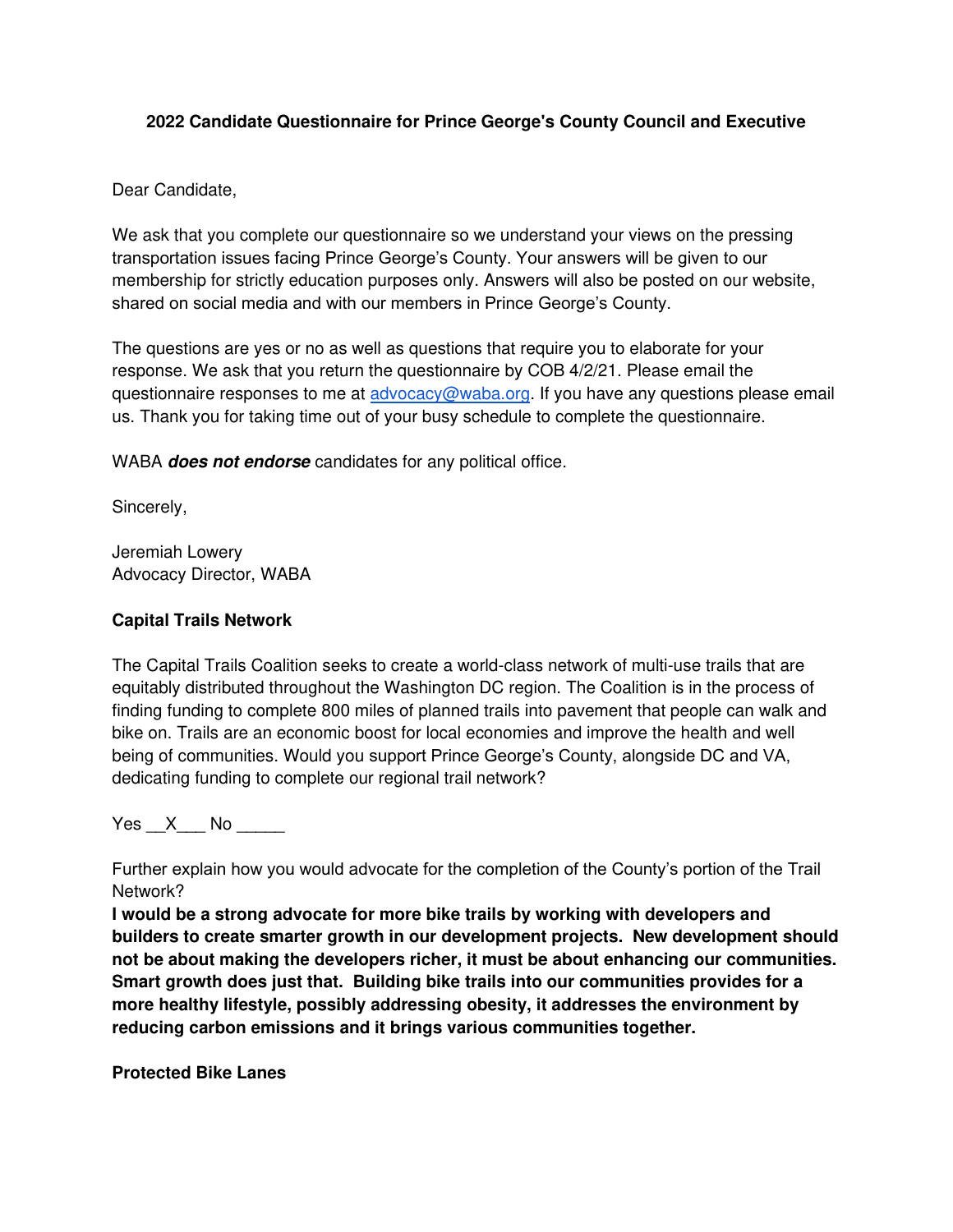**2022 Candidate Questionnaire for Prince George's County Council and Executive**

Dear Candidate,

We ask that you complete our questionnaire so we understand your views on the pressing transportation issues facing Prince George's County. Your answers will be given to our membership for strictly education purposes only. Answers will also be posted on our website, shared on social media and with our members in Prince George's County.

The questions are yes or no as well as questions that require you to elaborate for your response. We ask that you return the questionnaire by COB 4/2/21. Please email the questionnaire responses to me at advocacy@waba.org. If you have any questions please email us. Thank you for taking time out of your busy schedule to complete the questionnaire.

WABA ***does not endorse*** candidates for any political office.

Sincerely,

Jeremiah Lowery
Advocacy Director, WABA

**Capital Trails Network**

The Capital Trails Coalition seeks to create a world-class network of multi-use trails that are equitably distributed throughout the Washington DC region. The Coalition is in the process of finding funding to complete 800 miles of planned trails into pavement that people can walk and bike on. Trails are an economic boost for local economies and improve the health and well being of communities. Would you support Prince George's County, alongside DC and VA, dedicating funding to complete our regional trail network?

Yes __X___ No _____

Further explain how you would advocate for the completion of the County's portion of the Trail Network?

**I would be a strong advocate for more bike trails by working with developers and builders to create smarter growth in our development projects. New development should not be about making the developers richer, it must be about enhancing our communities. Smart growth does just that. Building bike trails into our communities provides for a more healthy lifestyle, possibly addressing obesity, it addresses the environment by reducing carbon emissions and it brings various communities together.**

**Protected Bike Lanes**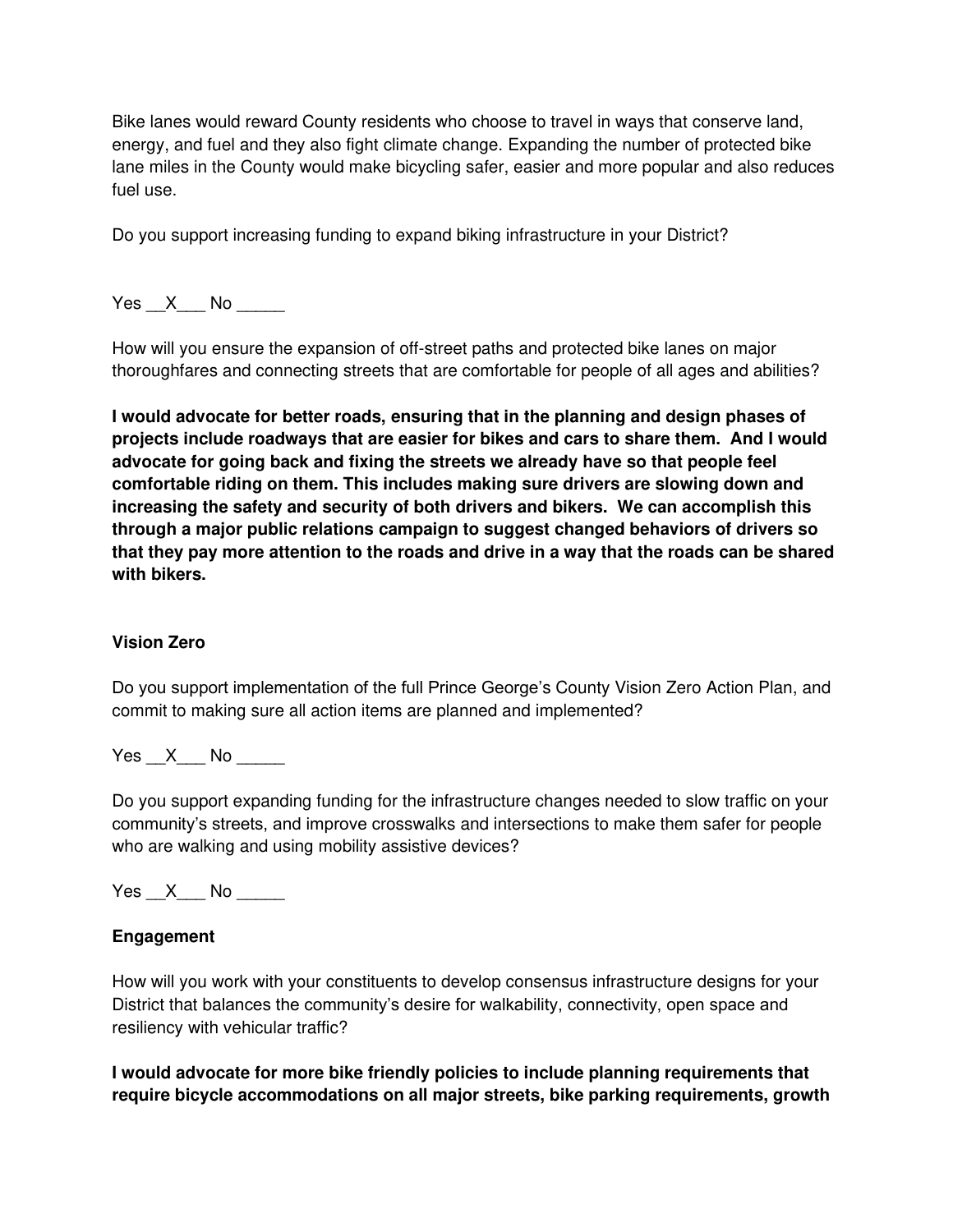Bike lanes would reward County residents who choose to travel in ways that conserve land, energy, and fuel and they also fight climate change. Expanding the number of protected bike lane miles in the County would make bicycling safer, easier and more popular and also reduces fuel use.

Do you support increasing funding to expand biking infrastructure in your District?

Yes __X___ No _____

How will you ensure the expansion of off-street paths and protected bike lanes on major thoroughfares and connecting streets that are comfortable for people of all ages and abilities?

**I would advocate for better roads, ensuring that in the planning and design phases of projects include roadways that are easier for bikes and cars to share them. And I would advocate for going back and fixing the streets we already have so that people feel comfortable riding on them. This includes making sure drivers are slowing down and increasing the safety and security of both drivers and bikers. We can accomplish this through a major public relations campaign to suggest changed behaviors of drivers so that they pay more attention to the roads and drive in a way that the roads can be shared with bikers.**

**Vision Zero**

Do you support implementation of the full Prince George's County Vision Zero Action Plan, and commit to making sure all action items are planned and implemented?

Yes __X___ No _____

Do you support expanding funding for the infrastructure changes needed to slow traffic on your community's streets, and improve crosswalks and intersections to make them safer for people who are walking and using mobility assistive devices?

Yes __X___ No _____

**Engagement**

How will you work with your constituents to develop consensus infrastructure designs for your District that balances the community's desire for walkability, connectivity, open space and resiliency with vehicular traffic?

**I would advocate for more bike friendly policies to include planning requirements that require bicycle accommodations on all major streets, bike parking requirements, growth**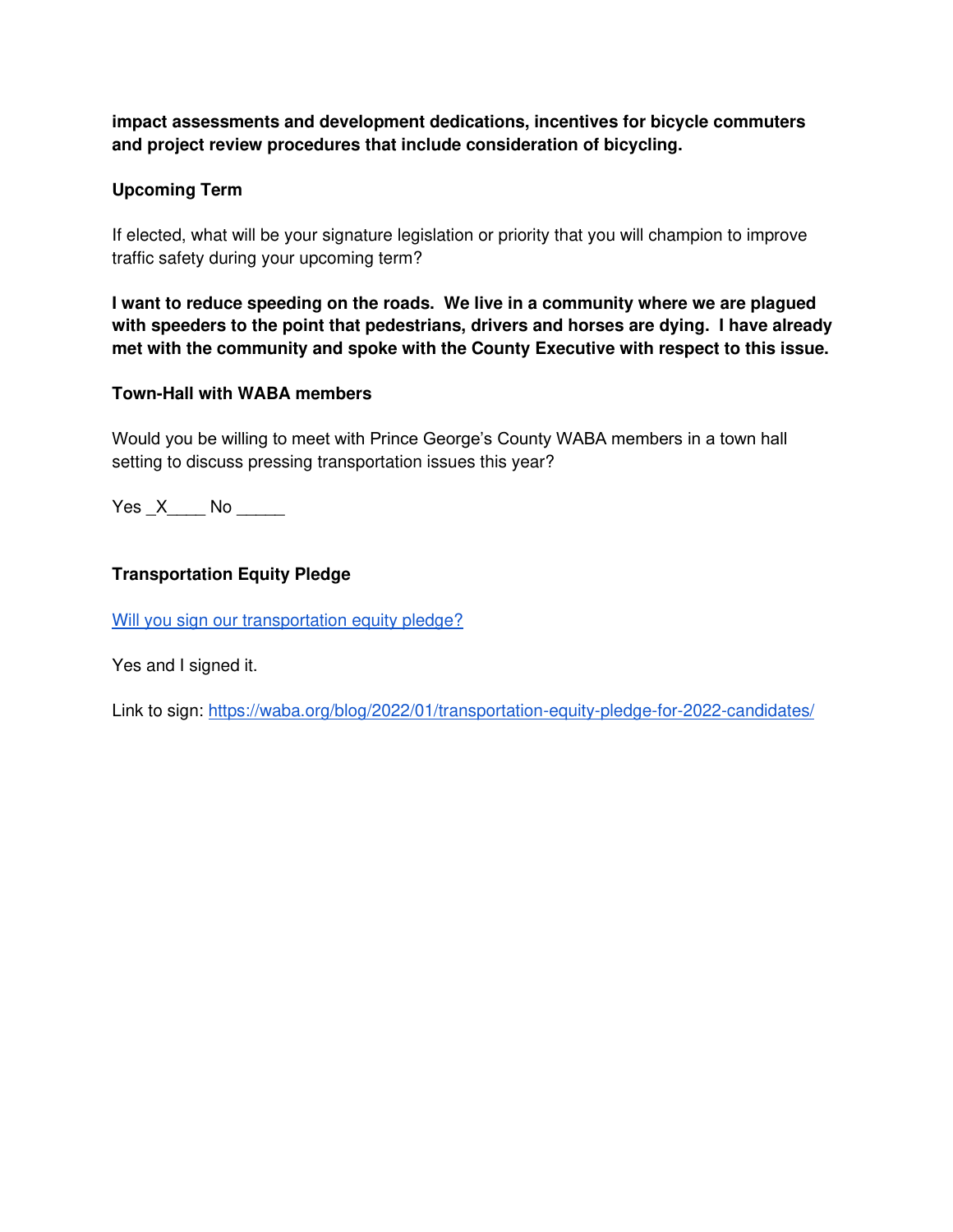**impact assessments and development dedications, incentives for bicycle commuters and project review procedures that include consideration of bicycling.**

**Upcoming Term**

If elected, what will be your signature legislation or priority that you will champion to improve traffic safety during your upcoming term?

**I want to reduce speeding on the roads. We live in a community where we are plagued with speeders to the point that pedestrians, drivers and horses are dying. I have already met with the community and spoke with the County Executive with respect to this issue.**

**Town-Hall with WABA members**

Would you be willing to meet with Prince George's County WABA members in a town hall setting to discuss pressing transportation issues this year?

Yes _X____ No _____

**Transportation Equity Pledge**

[Will you sign our transportation equity pledge?](https://waba.org/blog/2022/01/transportation-equity-pledge-for-2022-candidates/)

Yes and I signed it.

Link to sign: https://waba.org/blog/2022/01/transportation-equity-pledge-for-2022-candidates/